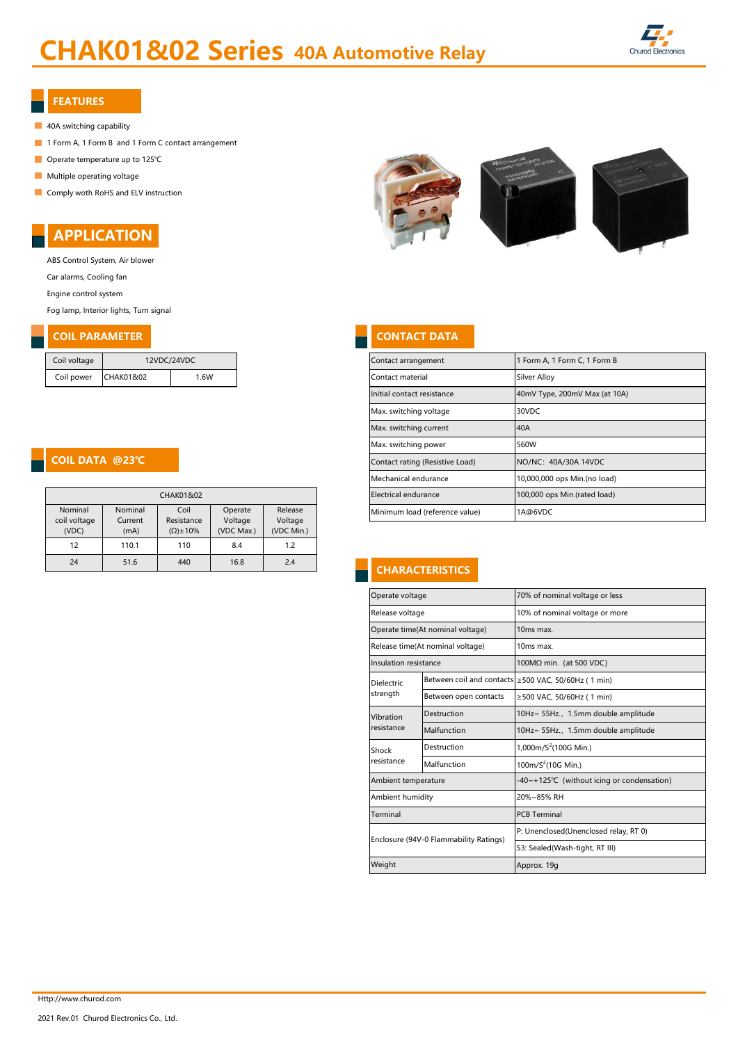# CHAK01&02 Series 40A Automotive Relay

## FEATURES

- 40A switching capability
- 1 Form A, 1 Form B and 1 Form C contact arrangement
- Operate temperature up to 125℃
- Multiple operating voltage
- Comply woth RoHS and ELV instruction

## APPLICATION

ABS Control System, Air blower

Car alarms, Cooling fan

Engine control system

Fog lamp, Interior lights, Turn signal

## COIL PARAMETER

| Coil voltage | 12VDC/24VDC | |
|---|---|---|
| Coil power | CHAK01&02 | 1.6W |

## COIL DATA @23℃

| CHAK01&02 | | | | |
|---|---|---|---|---|
| Nominal coil voltage (VDC) | Nominal Current (mA) | Coil Resistance (Ω)±10% | Operate Voltage (VDC Max.) | Release Voltage (VDC Min.) |
| 12 | 110.1 | 110 | 8.4 | 1.2 |
| 24 | 51.6 | 440 | 16.8 | 2.4 |

## CONTACT DATA

| Contact arrangement | 1 Form A, 1 Form C, 1 Form B |
|---|---|
| Contact material | Silver Alloy |
| Initial contact resistance | 40mV Type, 200mV Max (at 10A) |
| Max. switching voltage | 30VDC |
| Max. switching current | 40A |
| Max. switching power | 560W |
| Contact rating (Resistive Load) | NO/NC: 40A/30A 14VDC |
| Mechanical endurance | 10,000,000 ops Min.(no load) |
| Electrical endurance | 100,000 ops Min.(rated load) |
| Minimum load (reference value) | 1A@6VDC |

## CHARACTERISTICS

| Operate voltage | | 70% of nominal voltage or less |
|---|---|---|
| Release voltage | | 10% of nominal voltage or more |
| Operate time(At nominal voltage) | | 10ms max. |
| Release time(At nominal voltage) | | 10ms max. |
| Insulation resistance | | 100MΩ min. (at 500 VDC) |
| Dielectric strength | Between coil and contacts | ≥500 VAC, 50/60Hz ( 1 min) |
| | Between open contacts | ≥500 VAC, 50/60Hz ( 1 min) |
| Vibration resistance | Destruction | 10Hz~ 55Hz., 1.5mm double amplitude |
| | Malfunction | 10Hz~ 55Hz., 1.5mm double amplitude |
| Shock resistance | Destruction | 1,000m/S$^2$(100G Min.) |
| | Malfunction | 100m/S$^2$(10G Min.) |
| Ambient temperature | | -40~+125℃ (without icing or condensation) |
| Ambient humidity | | 20%~85% RH |
| Terminal | | PCB Terminal |
| Enclosure (94V-0 Flammability Ratings) | | P: Unenclosed(Unenclosed relay, RT 0) |
| | | S3: Sealed(Wash-tight, RT III) |
| Weight | | Approx. 19g |

Http://www.churod.com

2021 Rev.01 Churod Electronics Co., Ltd.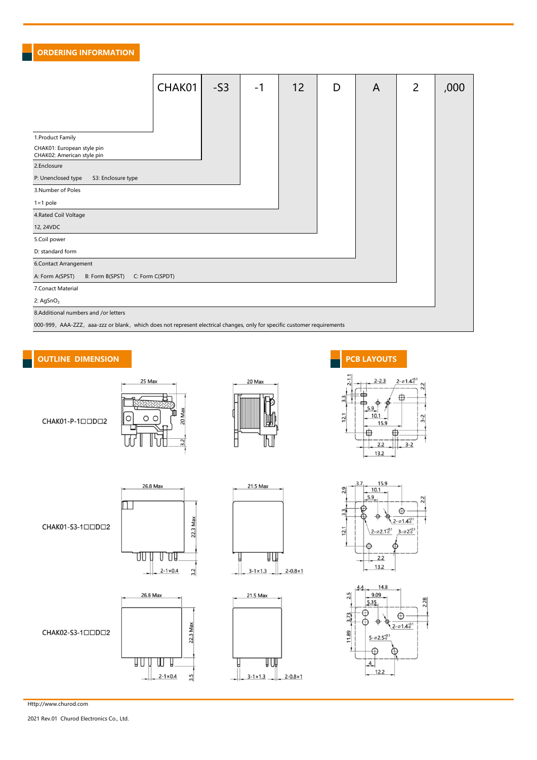## ORDERING INFORMATION

| CHAK01 | -S3 | -1 | 12 | D | A | 2 | ,000 |
|---|---|---|---|---|---|---|---|

1. Product Family
   CHAK01: European style pin
   CHAK02: American style pin
2. Enclosure
   P: Unenclosed type S3: Enclosure type
3. Number of Poles
   1=1 pole
4. Rated Coil Voltage
   12, 24VDC
5. Coil power
   D: standard form
6. Contact Arrangement
   A: Form A(SPST) B: Form B(SPST) C: Form C(SPDT)
7. Conact Material
   2: $AgSnO_2$
8. Additional numbers and /or letters
   000-999，AAA-ZZZ，aaa-zzz or blank，which does not represent electrical changes, only for specific customer requirements

## OUTLINE DIMENSION

CHAK01-P-1□□D□2

25 Max, 20 Max, 3.2, 20 Max

CHAK01-S3-1□□D□2

26.8 Max, 22.3 Max, 2-1×0.4, 3.2, 21.5 Max, 3-1×1.3, 2-0.8×1

CHAK02-S3-1□□D□2

26.8 Max, 22.3 Max, 2-1×0.4, 3.5, 21.5 Max, 3-1×1.3, 2-0.8×1

## PCB LAYOUTS

2-1.1, 2-2.3, 2-ø1.4$^{+0.1}_{0}$, 2.2, 3.3, 5.9, 10.1, 15.9, 12.1, 3-2, 2.2, 3-2, 13.2

3.7, 15.9, 10.1, 5.9, 2.9, 2.2, 3.3, 2-ø1.4$^{+0.1}_{0}$, 12.1, 2-ø2.1$^{+0.1}_{0}$, 3-ø2$^{+0.1}_{0}$, 2.2, 13.2

4.4, 14.8, 9.09, 5.35, 2.5, 2.28, 3.73, 2-ø1.4$^{+0.1}_{0}$, 11.89, 5-ø2.5$^{+0.1}_{0}$, 4, 12.2

Http://www.churod.com

2021 Rev.01 Churod Electronics Co., Ltd.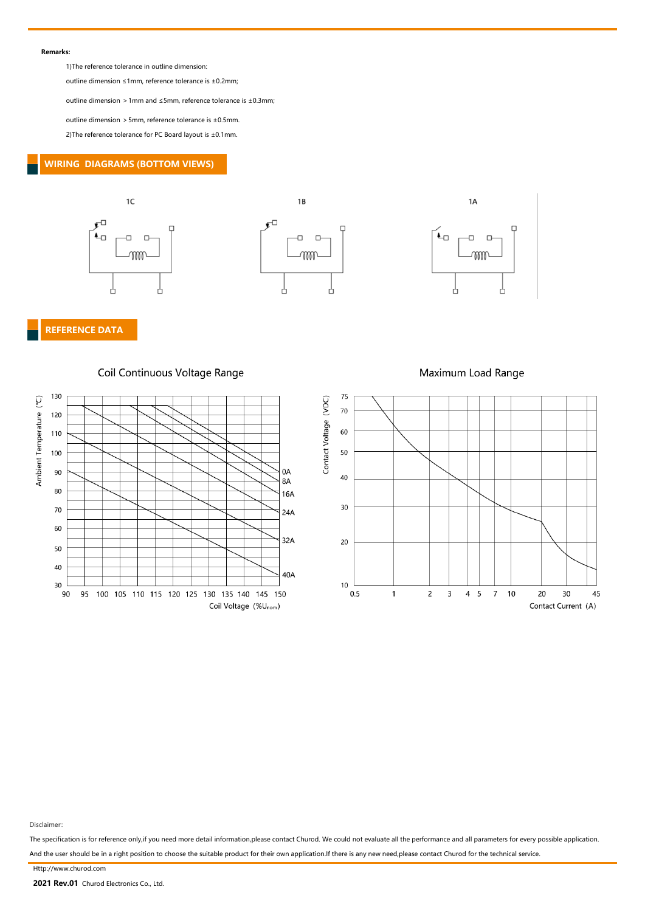**Remarks:**

1)The reference tolerance in outline dimension:

outline dimension ≤1mm, reference tolerance is ±0.2mm;

outline dimension ＞1mm and ≤5mm, reference tolerance is ±0.3mm;

outline dimension ＞5mm, reference tolerance is ±0.5mm.

2)The reference tolerance for PC Board layout is ±0.1mm.

## WIRING DIAGRAMS (BOTTOM VIEWS)

1C

1B

1A

## REFERENCE DATA

Coil Continuous Voltage Range

Ambient Temperature (℃)

130
120
110
100
90
80
70
60
50
40
30

90 95 100 105 110 115 120 125 130 135 140 145 150

Coil Voltage (%$U_{nom}$)

0A
8A
16A
24A
32A
40A

Maximum Load Range

Contact Voltage (VDC)

75
70
60
50
40
30
20
10

0.5 1 2 3 4 5 7 10 20 30 45

Contact Current (A)

Disclaimer:

The specification is for reference only,if you need more detail information,please contact Churod. We could not evaluate all the performance and all parameters for every possible application. And the user should be in a right position to choose the suitable product for their own application.If there is any new need,please contact Churod for the technical service.

Http://www.churod.com

**2021 Rev.01** Churod Electronics Co., Ltd.